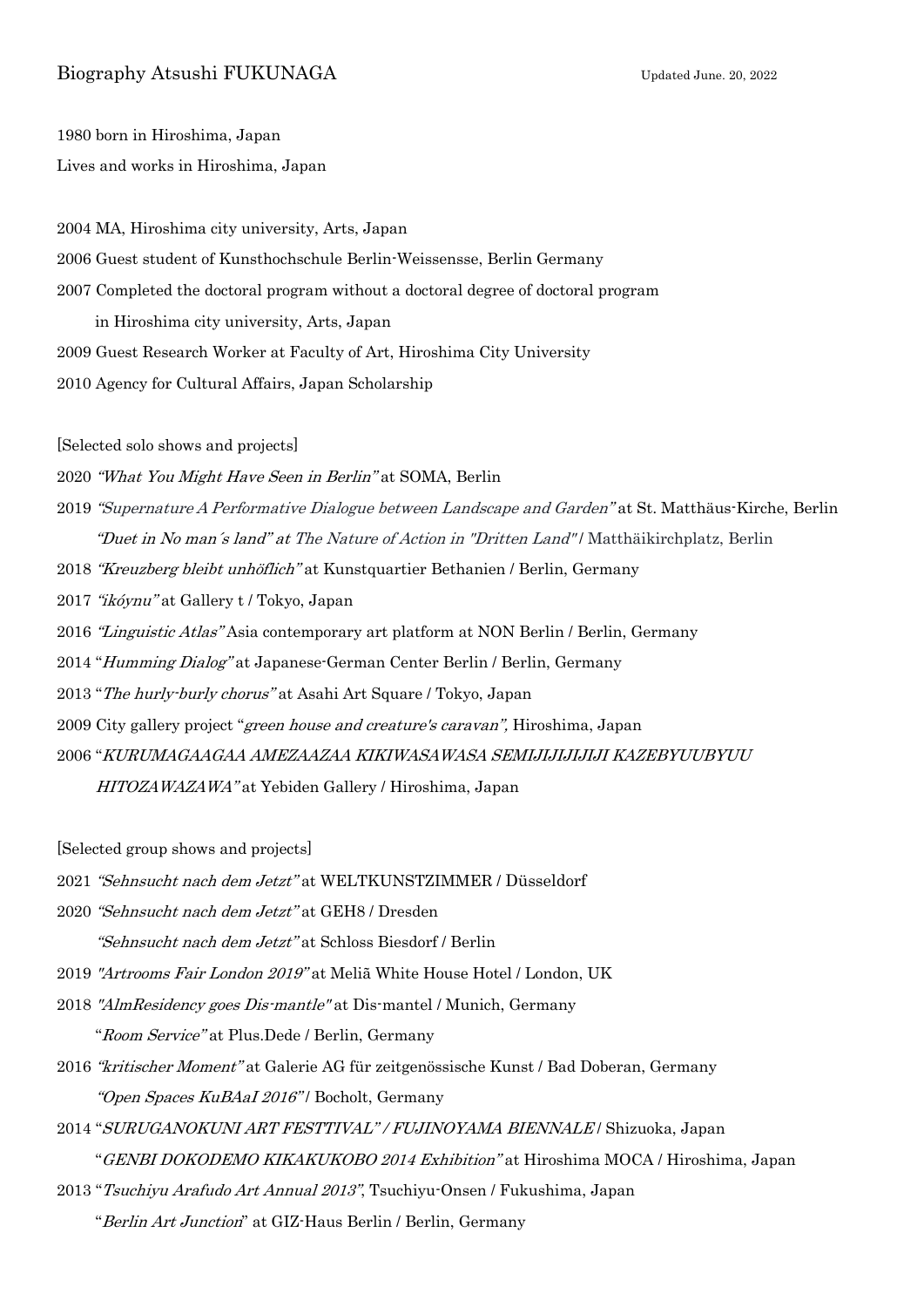# Biography Atsushi FUKUNAGA

Updated June. 20, 2022

1980 born in Hiroshima, Japan

Lives and works in Hiroshima, Japan

2004 MA, Hiroshima city university, Arts, Japan

2006 Guest student of Kunsthochschule Berlin-Weissensse, Berlin Germany

2007 Completed the doctoral program without a doctoral degree of doctoral program in Hiroshima city university, Arts, Japan

2009 Guest Research Worker at Faculty of Art, Hiroshima City University

2010 Agency for Cultural Affairs, Japan Scholarship

[Selected solo shows and projects]

2020 *"What You Might Have Seen in Berlin"* at SOMA, Berlin

2019 *"Supernature A Performative Dialogue between Landscape and Garden"* at St. Matthäus-Kirche, Berlin
*"Duet in No man´s land" at The Nature of Action in "Dritten Land"* / Matthäikirchplatz, Berlin

2018 *"Kreuzberg bleibt unhöflich"* at Kunstquartier Bethanien / Berlin, Germany

2017 *"ikóynu"* at Gallery t / Tokyo, Japan

2016 *"Linguistic Atlas"* Asia contemporary art platform at NON Berlin / Berlin, Germany

2014 "*Humming Dialog"* at Japanese-German Center Berlin / Berlin, Germany

2013 "*The hurly-burly chorus"* at Asahi Art Square / Tokyo, Japan

2009 City gallery project "*green house and creature's caravan",* Hiroshima, Japan

2006 "*KURUMAGAAGAA AMEZAAZAA KIKIWASAWASA SEMIJIJIJIJIJI KAZEBYUUBYUU HITOZAWAZAWA"* at Yebiden Gallery / Hiroshima, Japan

[Selected group shows and projects]

2021 *"Sehnsucht nach dem Jetzt"* at WELTKUNSTZIMMER / Düsseldorf

2020 *"Sehnsucht nach dem Jetzt"* at GEH8 / Dresden
*"Sehnsucht nach dem Jetzt"* at Schloss Biesdorf / Berlin

2019 *"Artrooms Fair London 2019"* at Meliã White House Hotel / London, UK

2018 *"AlmResidency goes Dis-mantle"* at Dis-mantel / Munich, Germany
"*Room Service"* at Plus.Dede / Berlin, Germany

2016 *"kritischer Moment"* at Galerie AG für zeitgenössische Kunst / Bad Doberan, Germany
*"Open Spaces KuBAaI 2016"* / Bocholt, Germany

2014 "*SURUGANOKUNI ART FESTTIVAL" / FUJINOYAMA BIENNALE* / Shizuoka, Japan
"*GENBI DOKODEMO KIKAKUKOBO 2014 Exhibition"* at Hiroshima MOCA / Hiroshima, Japan

2013 "*Tsuchiyu Arafudo Art Annual 2013"*, Tsuchiyu-Onsen / Fukushima, Japan
"*Berlin Art Junction*" at GIZ-Haus Berlin / Berlin, Germany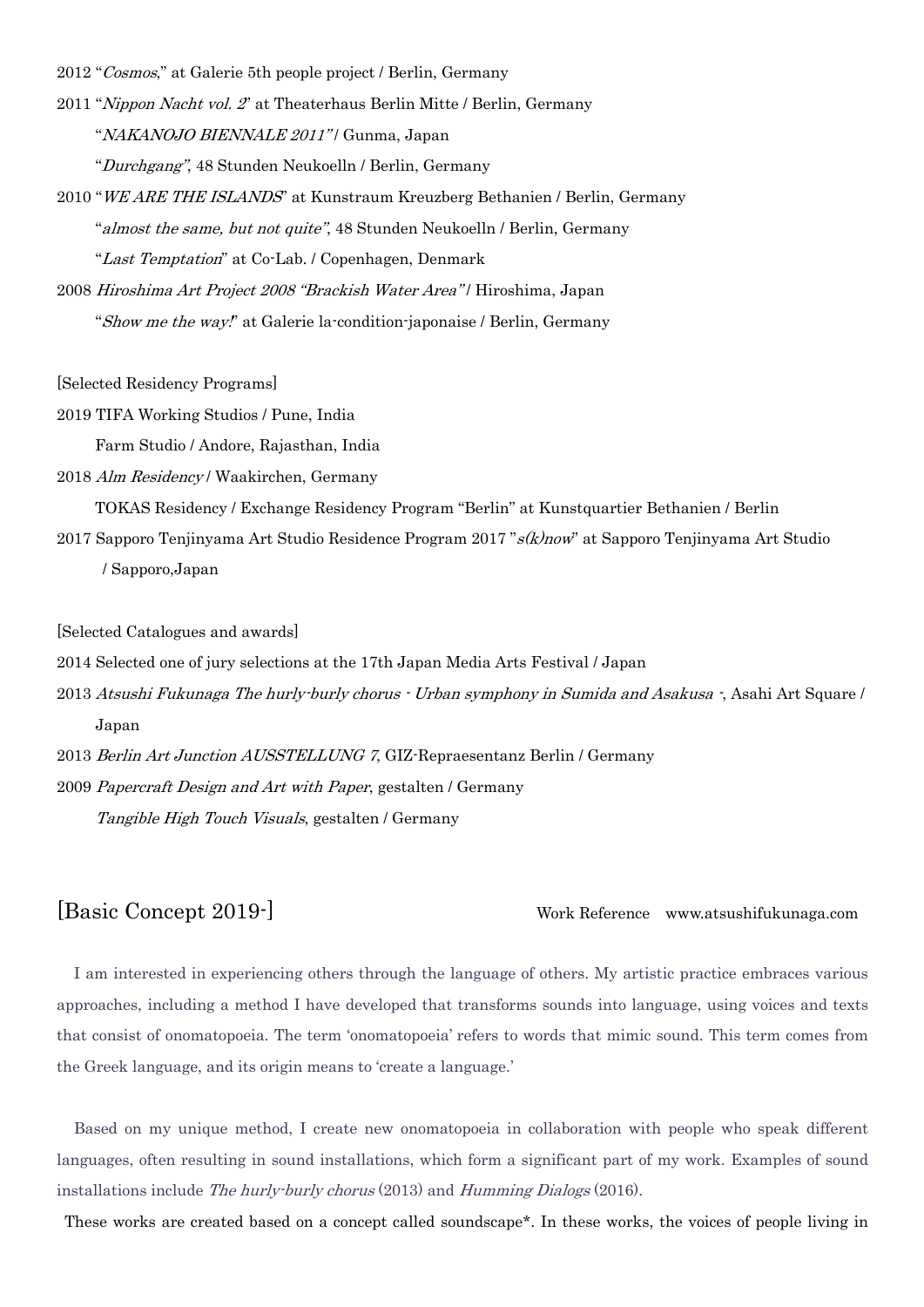2012 "*Cosmos*," at Galerie 5th people project / Berlin, Germany

2011 "*Nippon Nacht vol. 2*" at Theaterhaus Berlin Mitte / Berlin, Germany

"*NAKANOJO BIENNALE 2011*" / Gunma, Japan

"*Durchgang*", 48 Stunden Neukoelln / Berlin, Germany

2010 "*WE ARE THE ISLANDS*" at Kunstraum Kreuzberg Bethanien / Berlin, Germany

"*almost the same, but not quite*", 48 Stunden Neukoelln / Berlin, Germany

"*Last Temptation*" at Co-Lab. / Copenhagen, Denmark

2008 *Hiroshima Art Project 2008 "Brackish Water Area"* / Hiroshima, Japan

"*Show me the way!*" at Galerie la-condition-japonaise / Berlin, Germany

[Selected Residency Programs]

2019 TIFA Working Studios / Pune, India

Farm Studio / Andore, Rajasthan, India

2018 *Alm Residency* / Waakirchen, Germany

TOKAS Residency / Exchange Residency Program "Berlin" at Kunstquartier Bethanien / Berlin

2017 Sapporo Tenjinyama Art Studio Residence Program 2017 "*s(k)now*" at Sapporo Tenjinyama Art Studio / Sapporo,Japan

[Selected Catalogues and awards]

2014 Selected one of jury selections at the 17th Japan Media Arts Festival / Japan

2013 *Atsushi Fukunaga The hurly-burly chorus - Urban symphony in Sumida and Asakusa -*, Asahi Art Square / Japan

2013 *Berlin Art Junction AUSSTELLUNG 7*, GIZ-Repraesentanz Berlin / Germany

2009 *Papercraft Design and Art with Paper*, gestalten / Germany

*Tangible High Touch Visuals*, gestalten / Germany

## [Basic Concept 2019-]

Work Reference www.atsushifukunaga.com

I am interested in experiencing others through the language of others. My artistic practice embraces various approaches, including a method I have developed that transforms sounds into language, using voices and texts that consist of onomatopoeia. The term 'onomatopoeia' refers to words that mimic sound. This term comes from the Greek language, and its origin means to 'create a language.'

Based on my unique method, I create new onomatopoeia in collaboration with people who speak different languages, often resulting in sound installations, which form a significant part of my work. Examples of sound installations include *The hurly-burly chorus* (2013) and *Humming Dialogs* (2016).

These works are created based on a concept called soundscape*. In these works, the voices of people living in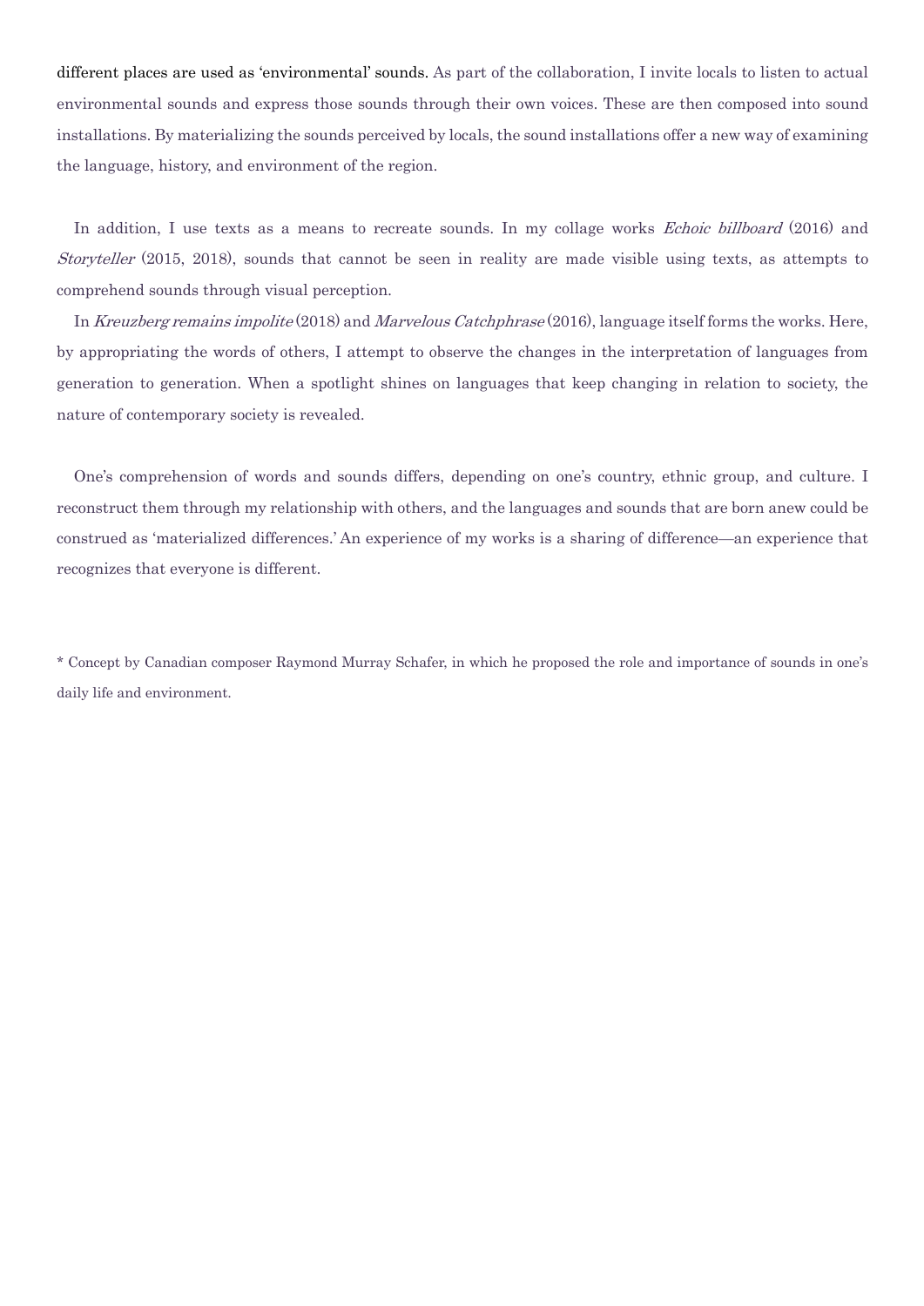different places are used as 'environmental' sounds. As part of the collaboration, I invite locals to listen to actual environmental sounds and express those sounds through their own voices. These are then composed into sound installations. By materializing the sounds perceived by locals, the sound installations offer a new way of examining the language, history, and environment of the region.

In addition, I use texts as a means to recreate sounds. In my collage works *Echoic billboard* (2016) and *Storyteller* (2015, 2018), sounds that cannot be seen in reality are made visible using texts, as attempts to comprehend sounds through visual perception.

In *Kreuzberg remains impolite* (2018) and *Marvelous Catchphrase* (2016), language itself forms the works. Here, by appropriating the words of others, I attempt to observe the changes in the interpretation of languages from generation to generation. When a spotlight shines on languages that keep changing in relation to society, the nature of contemporary society is revealed.

One's comprehension of words and sounds differs, depending on one's country, ethnic group, and culture. I reconstruct them through my relationship with others, and the languages and sounds that are born anew could be construed as 'materialized differences.' An experience of my works is a sharing of difference—an experience that recognizes that everyone is different.

* Concept by Canadian composer Raymond Murray Schafer, in which he proposed the role and importance of sounds in one's daily life and environment.